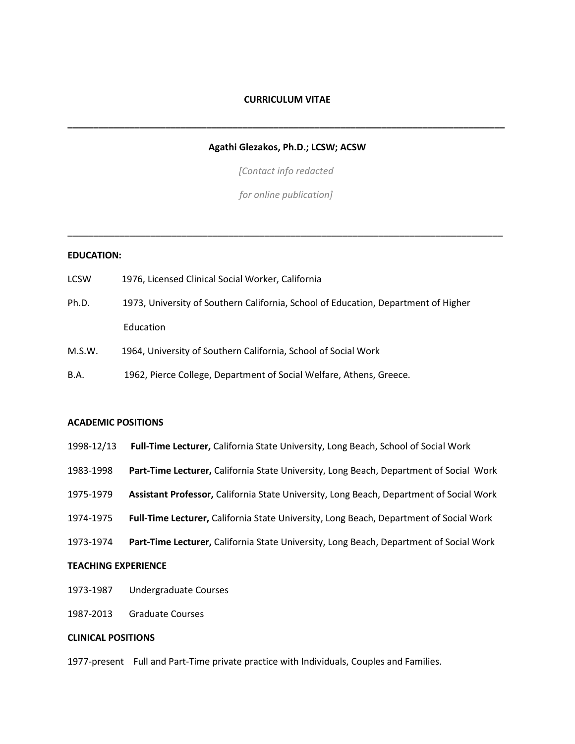# CURRICULUM VITAE

---

**Agathi Glezakos, Ph.D.; LCSW; ACSW**

*[Contact info redacted*

*for online publication]*

---

## EDUCATION:

LCSW 1976, Licensed Clinical Social Worker, California

Ph.D. 1973, University of Southern California, School of Education, Department of Higher Education

M.S.W. 1964, University of Southern California, School of Social Work

B.A. 1962, Pierce College, Department of Social Welfare, Athens, Greece.

## ACADEMIC POSITIONS

1998-12/13 **Full-Time Lecturer,** California State University, Long Beach, School of Social Work

1983-1998 **Part-Time Lecturer,** California State University, Long Beach, Department of Social Work

1975-1979 **Assistant Professor,** California State University, Long Beach, Department of Social Work

1974-1975 **Full-Time Lecturer,** California State University, Long Beach, Department of Social Work

1973-1974 **Part-Time Lecturer,** California State University, Long Beach, Department of Social Work

## TEACHING EXPERIENCE

1973-1987 Undergraduate Courses

1987-2013 Graduate Courses

## CLINICAL POSITIONS

1977-present Full and Part-Time private practice with Individuals, Couples and Families.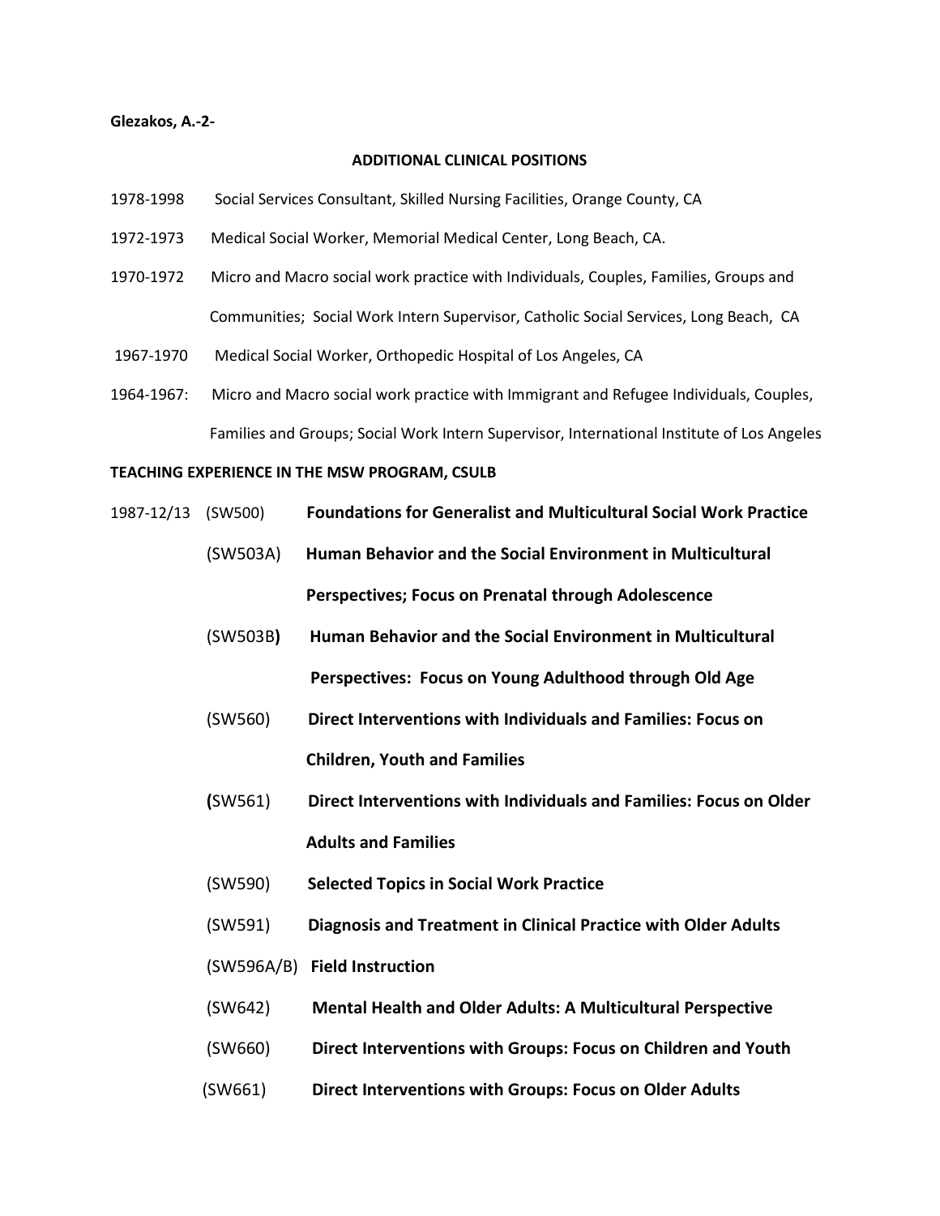## ADDITIONAL CLINICAL POSITIONS

1978-1998 Social Services Consultant, Skilled Nursing Facilities, Orange County, CA

1972-1973 Medical Social Worker, Memorial Medical Center, Long Beach, CA.

1970-1972 Micro and Macro social work practice with Individuals, Couples, Families, Groups and Communities; Social Work Intern Supervisor, Catholic Social Services, Long Beach, CA

1967-1970 Medical Social Worker, Orthopedic Hospital of Los Angeles, CA

1964-1967: Micro and Macro social work practice with Immigrant and Refugee Individuals, Couples, Families and Groups; Social Work Intern Supervisor, International Institute of Los Angeles

## TEACHING EXPERIENCE IN THE MSW PROGRAM, CSULB

1987-12/13

- (SW500) **Foundations for Generalist and Multicultural Social Work Practice**
- (SW503A) **Human Behavior and the Social Environment in Multicultural Perspectives; Focus on Prenatal through Adolescence**
- (SW503B**)** **Human Behavior and the Social Environment in Multicultural Perspectives: Focus on Young Adulthood through Old Age**
- (SW560) **Direct Interventions with Individuals and Families: Focus on Children, Youth and Families**
- **(**SW561) **Direct Interventions with Individuals and Families: Focus on Older Adults and Families**
- (SW590) **Selected Topics in Social Work Practice**
- (SW591) **Diagnosis and Treatment in Clinical Practice with Older Adults**
- (SW596A/B) **Field Instruction**
- (SW642) **Mental Health and Older Adults: A Multicultural Perspective**
- (SW660) **Direct Interventions with Groups: Focus on Children and Youth**
- (SW661) **Direct Interventions with Groups: Focus on Older Adults**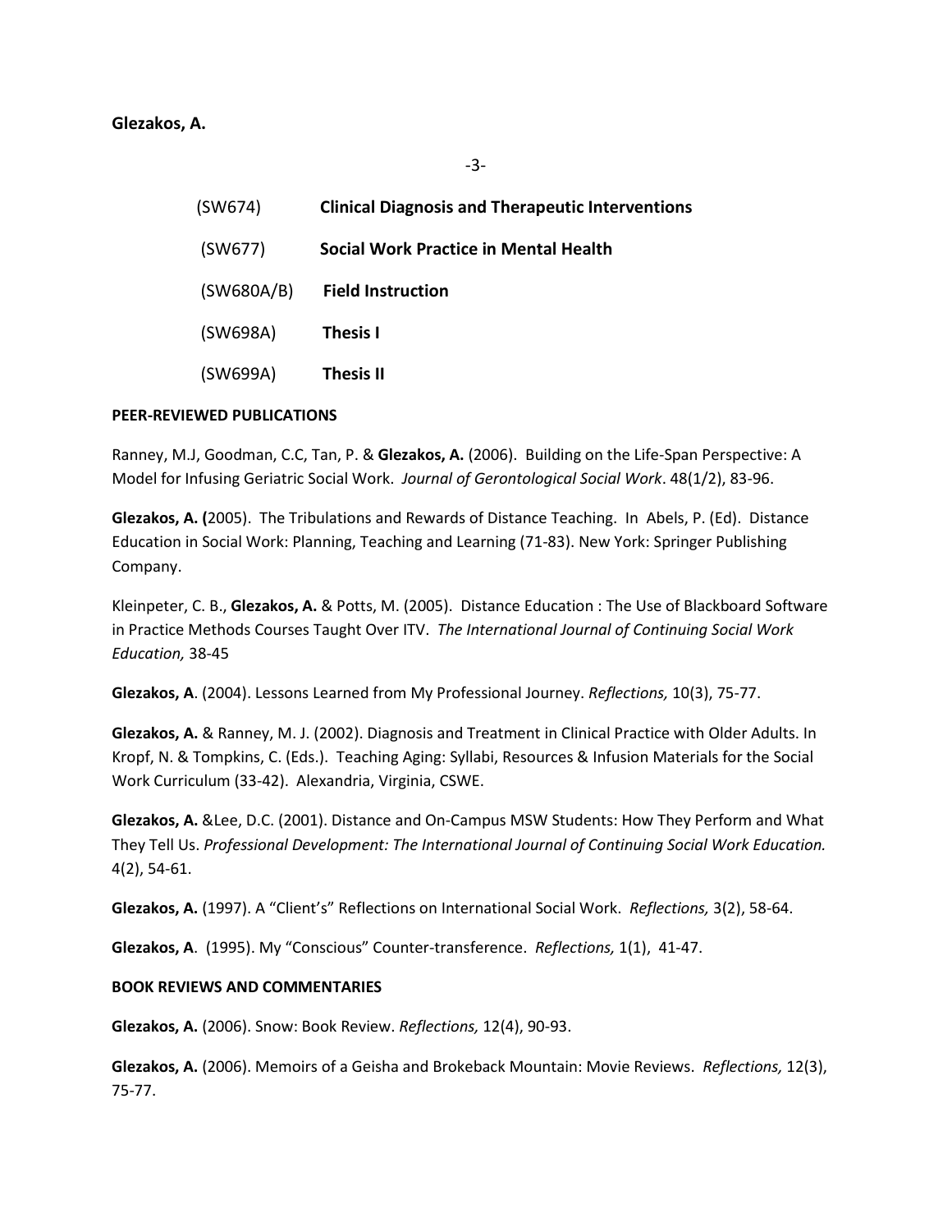(SW674) **Clinical Diagnosis and Therapeutic Interventions**

(SW677) **Social Work Practice in Mental Health**

(SW680A/B) **Field Instruction**

(SW698A) **Thesis I**

(SW699A) **Thesis II**

**PEER-REVIEWED PUBLICATIONS**

Ranney, M.J, Goodman, C.C, Tan, P. & **Glezakos, A.** (2006). Building on the Life-Span Perspective: A Model for Infusing Geriatric Social Work. *Journal of Gerontological Social Work*. 48(1/2), 83-96.

**Glezakos, A. (**2005). The Tribulations and Rewards of Distance Teaching. In Abels, P. (Ed). Distance Education in Social Work: Planning, Teaching and Learning (71-83). New York: Springer Publishing Company.

Kleinpeter, C. B., **Glezakos, A.** & Potts, M. (2005). Distance Education : The Use of Blackboard Software in Practice Methods Courses Taught Over ITV. *The International Journal of Continuing Social Work Education,* 38-45

**Glezakos, A**. (2004). Lessons Learned from My Professional Journey. *Reflections,* 10(3), 75-77.

**Glezakos, A.** & Ranney, M. J. (2002). Diagnosis and Treatment in Clinical Practice with Older Adults. In Kropf, N. & Tompkins, C. (Eds.). Teaching Aging: Syllabi, Resources & Infusion Materials for the Social Work Curriculum (33-42). Alexandria, Virginia, CSWE.

**Glezakos, A.** &Lee, D.C. (2001). Distance and On-Campus MSW Students: How They Perform and What They Tell Us. *Professional Development: The International Journal of Continuing Social Work Education.* 4(2), 54-61.

**Glezakos, A.** (1997). A "Client's" Reflections on International Social Work. *Reflections,* 3(2), 58-64.

**Glezakos, A**. (1995). My "Conscious" Counter-transference. *Reflections,* 1(1), 41-47.

**BOOK REVIEWS AND COMMENTARIES**

**Glezakos, A.** (2006). Snow: Book Review. *Reflections,* 12(4), 90-93.

**Glezakos, A.** (2006). Memoirs of a Geisha and Brokeback Mountain: Movie Reviews. *Reflections,* 12(3), 75-77.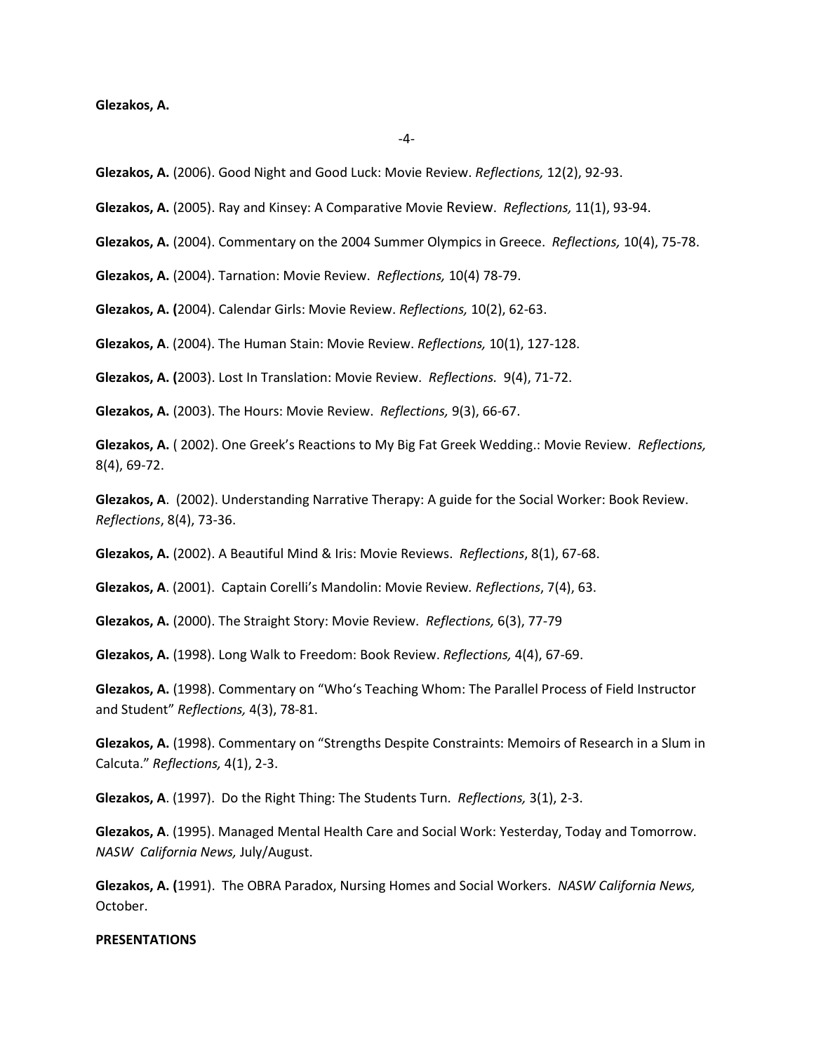**Glezakos, A.** (2006). Good Night and Good Luck: Movie Review. *Reflections,* 12(2), 92-93.

**Glezakos, A.** (2005). Ray and Kinsey: A Comparative Movie Review. *Reflections,* 11(1), 93-94.

**Glezakos, A.** (2004). Commentary on the 2004 Summer Olympics in Greece. *Reflections,* 10(4), 75-78.

**Glezakos, A.** (2004). Tarnation: Movie Review. *Reflections,* 10(4) 78-79.

**Glezakos, A. (**2004). Calendar Girls: Movie Review. *Reflections,* 10(2), 62-63.

**Glezakos, A**. (2004). The Human Stain: Movie Review. *Reflections,* 10(1), 127-128.

**Glezakos, A. (**2003). Lost In Translation: Movie Review. *Reflections.* 9(4), 71-72.

**Glezakos, A.** (2003). The Hours: Movie Review. *Reflections,* 9(3), 66-67.

**Glezakos, A.** ( 2002). One Greek's Reactions to My Big Fat Greek Wedding.: Movie Review. *Reflections,* 8(4), 69-72.

**Glezakos, A**. (2002). Understanding Narrative Therapy: A guide for the Social Worker: Book Review. *Reflections*, 8(4), 73-36.

**Glezakos, A.** (2002). A Beautiful Mind & Iris: Movie Reviews. *Reflections*, 8(1), 67-68.

**Glezakos, A**. (2001). Captain Corelli's Mandolin: Movie Review. *Reflections*, 7(4), 63.

**Glezakos, A.** (2000). The Straight Story: Movie Review. *Reflections,* 6(3), 77-79

**Glezakos, A.** (1998). Long Walk to Freedom: Book Review. *Reflections,* 4(4), 67-69.

**Glezakos, A.** (1998). Commentary on "Who's Teaching Whom: The Parallel Process of Field Instructor and Student" *Reflections,* 4(3), 78-81.

**Glezakos, A.** (1998). Commentary on "Strengths Despite Constraints: Memoirs of Research in a Slum in Calcuta." *Reflections,* 4(1), 2-3.

**Glezakos, A**. (1997). Do the Right Thing: The Students Turn. *Reflections,* 3(1), 2-3.

**Glezakos, A**. (1995). Managed Mental Health Care and Social Work: Yesterday, Today and Tomorrow. *NASW California News,* July/August.

**Glezakos, A. (**1991). The OBRA Paradox, Nursing Homes and Social Workers. *NASW California News,* October.

**PRESENTATIONS**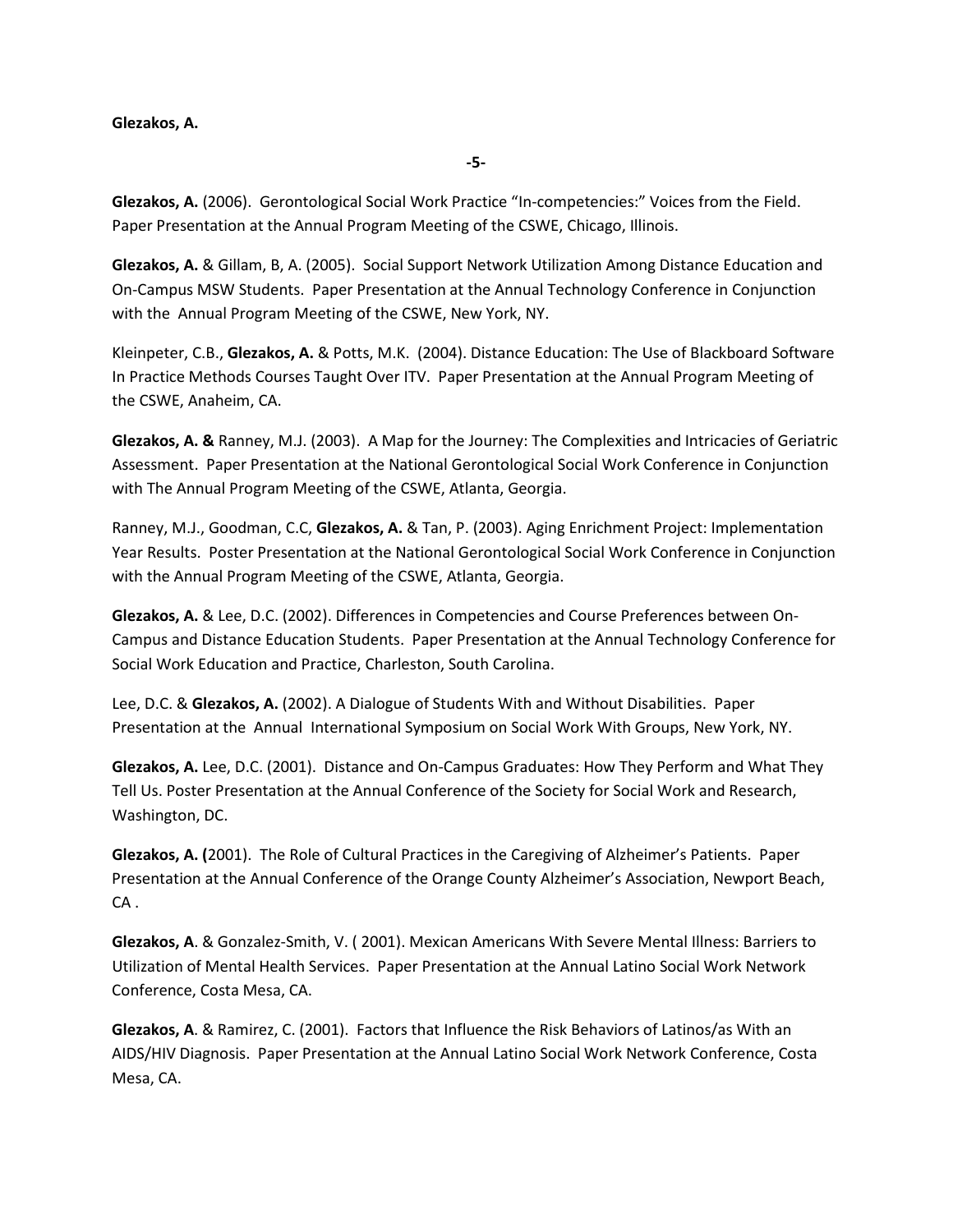**Glezakos, A.** (2006). Gerontological Social Work Practice "In-competencies:" Voices from the Field. Paper Presentation at the Annual Program Meeting of the CSWE, Chicago, Illinois.

**Glezakos, A.** & Gillam, B, A. (2005). Social Support Network Utilization Among Distance Education and On-Campus MSW Students. Paper Presentation at the Annual Technology Conference in Conjunction with the Annual Program Meeting of the CSWE, New York, NY.

Kleinpeter, C.B., **Glezakos, A.** & Potts, M.K. (2004). Distance Education: The Use of Blackboard Software In Practice Methods Courses Taught Over ITV. Paper Presentation at the Annual Program Meeting of the CSWE, Anaheim, CA.

**Glezakos, A. &** Ranney, M.J. (2003). A Map for the Journey: The Complexities and Intricacies of Geriatric Assessment. Paper Presentation at the National Gerontological Social Work Conference in Conjunction with The Annual Program Meeting of the CSWE, Atlanta, Georgia.

Ranney, M.J., Goodman, C.C, **Glezakos, A.** & Tan, P. (2003). Aging Enrichment Project: Implementation Year Results. Poster Presentation at the National Gerontological Social Work Conference in Conjunction with the Annual Program Meeting of the CSWE, Atlanta, Georgia.

**Glezakos, A.** & Lee, D.C. (2002). Differences in Competencies and Course Preferences between On-Campus and Distance Education Students. Paper Presentation at the Annual Technology Conference for Social Work Education and Practice, Charleston, South Carolina.

Lee, D.C. & **Glezakos, A.** (2002). A Dialogue of Students With and Without Disabilities. Paper Presentation at the Annual International Symposium on Social Work With Groups, New York, NY.

**Glezakos, A.** Lee, D.C. (2001). Distance and On-Campus Graduates: How They Perform and What They Tell Us. Poster Presentation at the Annual Conference of the Society for Social Work and Research, Washington, DC.

**Glezakos, A. (**2001). The Role of Cultural Practices in the Caregiving of Alzheimer's Patients. Paper Presentation at the Annual Conference of the Orange County Alzheimer's Association, Newport Beach, CA .

**Glezakos, A**. & Gonzalez-Smith, V. ( 2001). Mexican Americans With Severe Mental Illness: Barriers to Utilization of Mental Health Services. Paper Presentation at the Annual Latino Social Work Network Conference, Costa Mesa, CA.

**Glezakos, A**. & Ramirez, C. (2001). Factors that Influence the Risk Behaviors of Latinos/as With an AIDS/HIV Diagnosis. Paper Presentation at the Annual Latino Social Work Network Conference, Costa Mesa, CA.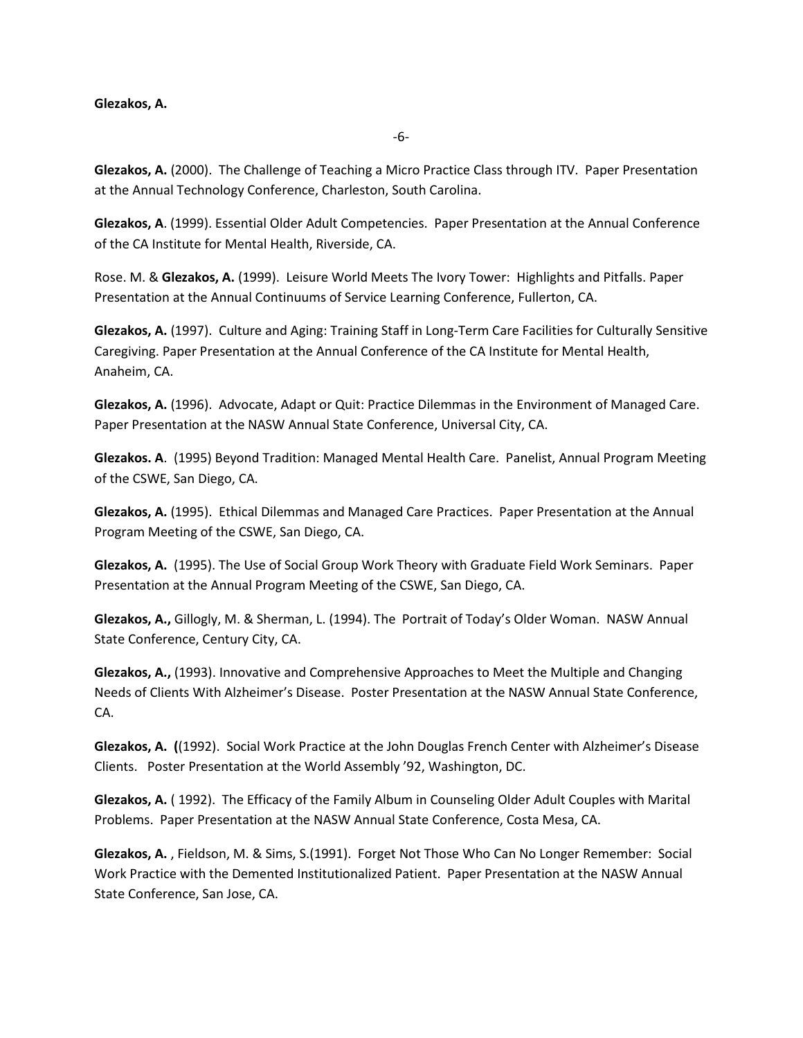**Glezakos, A.** (2000). The Challenge of Teaching a Micro Practice Class through ITV. Paper Presentation at the Annual Technology Conference, Charleston, South Carolina.

**Glezakos, A**. (1999). Essential Older Adult Competencies. Paper Presentation at the Annual Conference of the CA Institute for Mental Health, Riverside, CA.

Rose. M. & **Glezakos, A.** (1999). Leisure World Meets The Ivory Tower: Highlights and Pitfalls. Paper Presentation at the Annual Continuums of Service Learning Conference, Fullerton, CA.

**Glezakos, A.** (1997). Culture and Aging: Training Staff in Long-Term Care Facilities for Culturally Sensitive Caregiving. Paper Presentation at the Annual Conference of the CA Institute for Mental Health, Anaheim, CA.

**Glezakos, A.** (1996). Advocate, Adapt or Quit: Practice Dilemmas in the Environment of Managed Care. Paper Presentation at the NASW Annual State Conference, Universal City, CA.

**Glezakos. A**. (1995) Beyond Tradition: Managed Mental Health Care. Panelist, Annual Program Meeting of the CSWE, San Diego, CA.

**Glezakos, A.** (1995). Ethical Dilemmas and Managed Care Practices. Paper Presentation at the Annual Program Meeting of the CSWE, San Diego, CA.

**Glezakos, A.** (1995). The Use of Social Group Work Theory with Graduate Field Work Seminars. Paper Presentation at the Annual Program Meeting of the CSWE, San Diego, CA.

**Glezakos, A.,** Gillogly, M. & Sherman, L. (1994). The Portrait of Today's Older Woman. NASW Annual State Conference, Century City, CA.

**Glezakos, A.,** (1993). Innovative and Comprehensive Approaches to Meet the Multiple and Changing Needs of Clients With Alzheimer's Disease. Poster Presentation at the NASW Annual State Conference, CA.

**Glezakos, A. (**(1992). Social Work Practice at the John Douglas French Center with Alzheimer's Disease Clients. Poster Presentation at the World Assembly '92, Washington, DC.

**Glezakos, A.** ( 1992). The Efficacy of the Family Album in Counseling Older Adult Couples with Marital Problems. Paper Presentation at the NASW Annual State Conference, Costa Mesa, CA.

**Glezakos, A.** , Fieldson, M. & Sims, S.(1991). Forget Not Those Who Can No Longer Remember: Social Work Practice with the Demented Institutionalized Patient. Paper Presentation at the NASW Annual State Conference, San Jose, CA.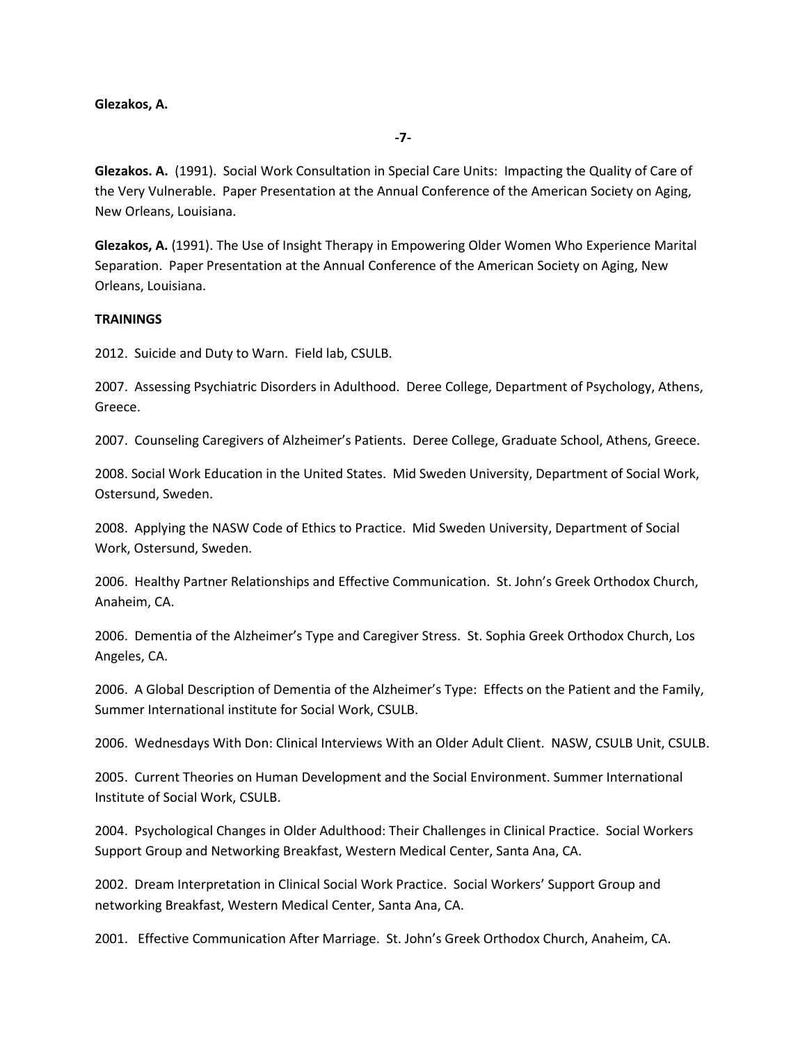**Glezakos. A.** (1991). Social Work Consultation in Special Care Units: Impacting the Quality of Care of the Very Vulnerable. Paper Presentation at the Annual Conference of the American Society on Aging, New Orleans, Louisiana.

**Glezakos, A.** (1991). The Use of Insight Therapy in Empowering Older Women Who Experience Marital Separation. Paper Presentation at the Annual Conference of the American Society on Aging, New Orleans, Louisiana.

**TRAININGS**

2012. Suicide and Duty to Warn. Field lab, CSULB.

2007. Assessing Psychiatric Disorders in Adulthood. Deree College, Department of Psychology, Athens, Greece.

2007. Counseling Caregivers of Alzheimer's Patients. Deree College, Graduate School, Athens, Greece.

2008. Social Work Education in the United States. Mid Sweden University, Department of Social Work, Ostersund, Sweden.

2008. Applying the NASW Code of Ethics to Practice. Mid Sweden University, Department of Social Work, Ostersund, Sweden.

2006. Healthy Partner Relationships and Effective Communication. St. John's Greek Orthodox Church, Anaheim, CA.

2006. Dementia of the Alzheimer's Type and Caregiver Stress. St. Sophia Greek Orthodox Church, Los Angeles, CA.

2006. A Global Description of Dementia of the Alzheimer's Type: Effects on the Patient and the Family, Summer International institute for Social Work, CSULB.

2006. Wednesdays With Don: Clinical Interviews With an Older Adult Client. NASW, CSULB Unit, CSULB.

2005. Current Theories on Human Development and the Social Environment. Summer International Institute of Social Work, CSULB.

2004. Psychological Changes in Older Adulthood: Their Challenges in Clinical Practice. Social Workers Support Group and Networking Breakfast, Western Medical Center, Santa Ana, CA.

2002. Dream Interpretation in Clinical Social Work Practice. Social Workers' Support Group and networking Breakfast, Western Medical Center, Santa Ana, CA.

2001. Effective Communication After Marriage. St. John's Greek Orthodox Church, Anaheim, CA.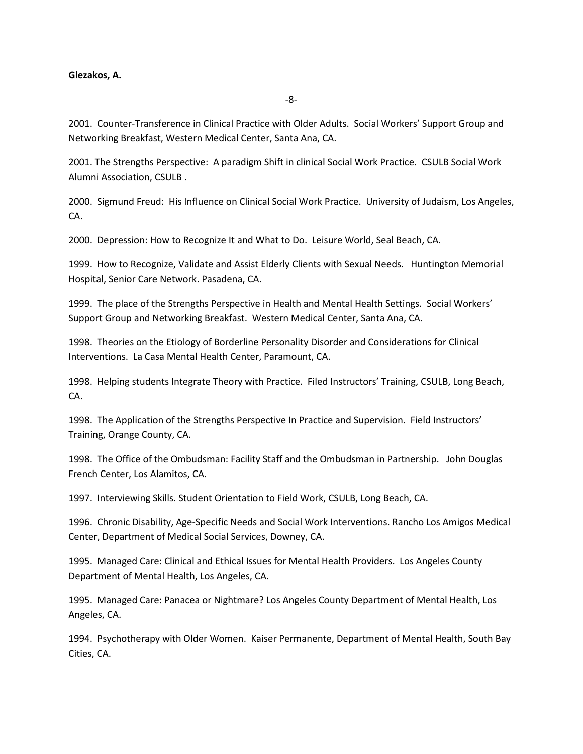2001. Counter-Transference in Clinical Practice with Older Adults. Social Workers' Support Group and Networking Breakfast, Western Medical Center, Santa Ana, CA.

2001. The Strengths Perspective: A paradigm Shift in clinical Social Work Practice. CSULB Social Work Alumni Association, CSULB .

2000. Sigmund Freud: His Influence on Clinical Social Work Practice. University of Judaism, Los Angeles, CA.

2000. Depression: How to Recognize It and What to Do. Leisure World, Seal Beach, CA.

1999. How to Recognize, Validate and Assist Elderly Clients with Sexual Needs. Huntington Memorial Hospital, Senior Care Network. Pasadena, CA.

1999. The place of the Strengths Perspective in Health and Mental Health Settings. Social Workers' Support Group and Networking Breakfast. Western Medical Center, Santa Ana, CA.

1998. Theories on the Etiology of Borderline Personality Disorder and Considerations for Clinical Interventions. La Casa Mental Health Center, Paramount, CA.

1998. Helping students Integrate Theory with Practice. Filed Instructors' Training, CSULB, Long Beach, CA.

1998. The Application of the Strengths Perspective In Practice and Supervision. Field Instructors' Training, Orange County, CA.

1998. The Office of the Ombudsman: Facility Staff and the Ombudsman in Partnership. John Douglas French Center, Los Alamitos, CA.

1997. Interviewing Skills. Student Orientation to Field Work, CSULB, Long Beach, CA.

1996. Chronic Disability, Age-Specific Needs and Social Work Interventions. Rancho Los Amigos Medical Center, Department of Medical Social Services, Downey, CA.

1995. Managed Care: Clinical and Ethical Issues for Mental Health Providers. Los Angeles County Department of Mental Health, Los Angeles, CA.

1995. Managed Care: Panacea or Nightmare? Los Angeles County Department of Mental Health, Los Angeles, CA.

1994. Psychotherapy with Older Women. Kaiser Permanente, Department of Mental Health, South Bay Cities, CA.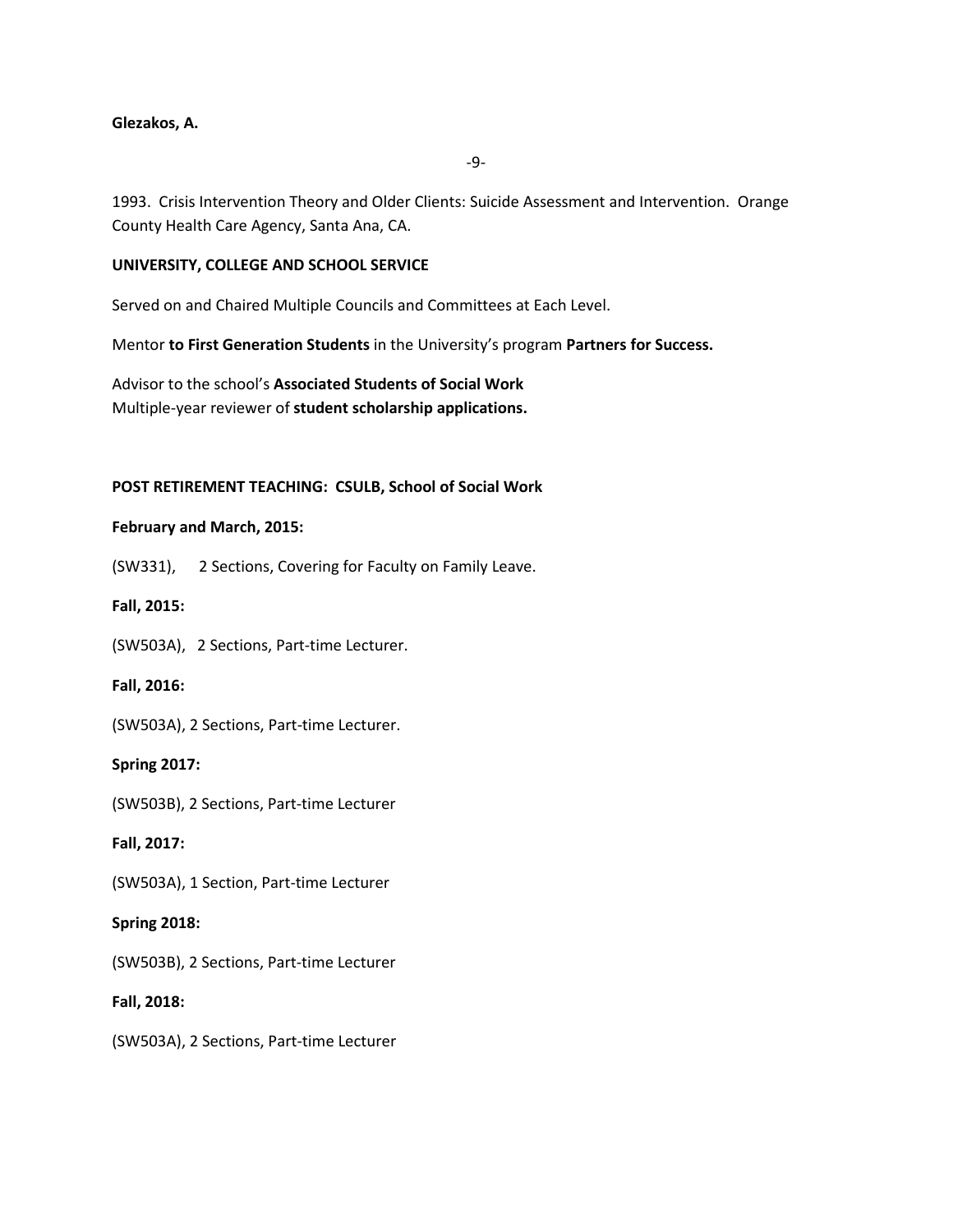1993. Crisis Intervention Theory and Older Clients: Suicide Assessment and Intervention. Orange County Health Care Agency, Santa Ana, CA.

## UNIVERSITY, COLLEGE AND SCHOOL SERVICE

Served on and Chaired Multiple Councils and Committees at Each Level.

Mentor **to First Generation Students** in the University's program **Partners for Success.**

Advisor to the school's **Associated Students of Social Work**
Multiple-year reviewer of **student scholarship applications.**

## POST RETIREMENT TEACHING: CSULB, School of Social Work

**February and March, 2015:**

(SW331), 2 Sections, Covering for Faculty on Family Leave.

**Fall, 2015:**

(SW503A), 2 Sections, Part-time Lecturer.

**Fall, 2016:**

(SW503A), 2 Sections, Part-time Lecturer.

**Spring 2017:**

(SW503B), 2 Sections, Part-time Lecturer

**Fall, 2017:**

(SW503A), 1 Section, Part-time Lecturer

**Spring 2018:**

(SW503B), 2 Sections, Part-time Lecturer

**Fall, 2018:**

(SW503A), 2 Sections, Part-time Lecturer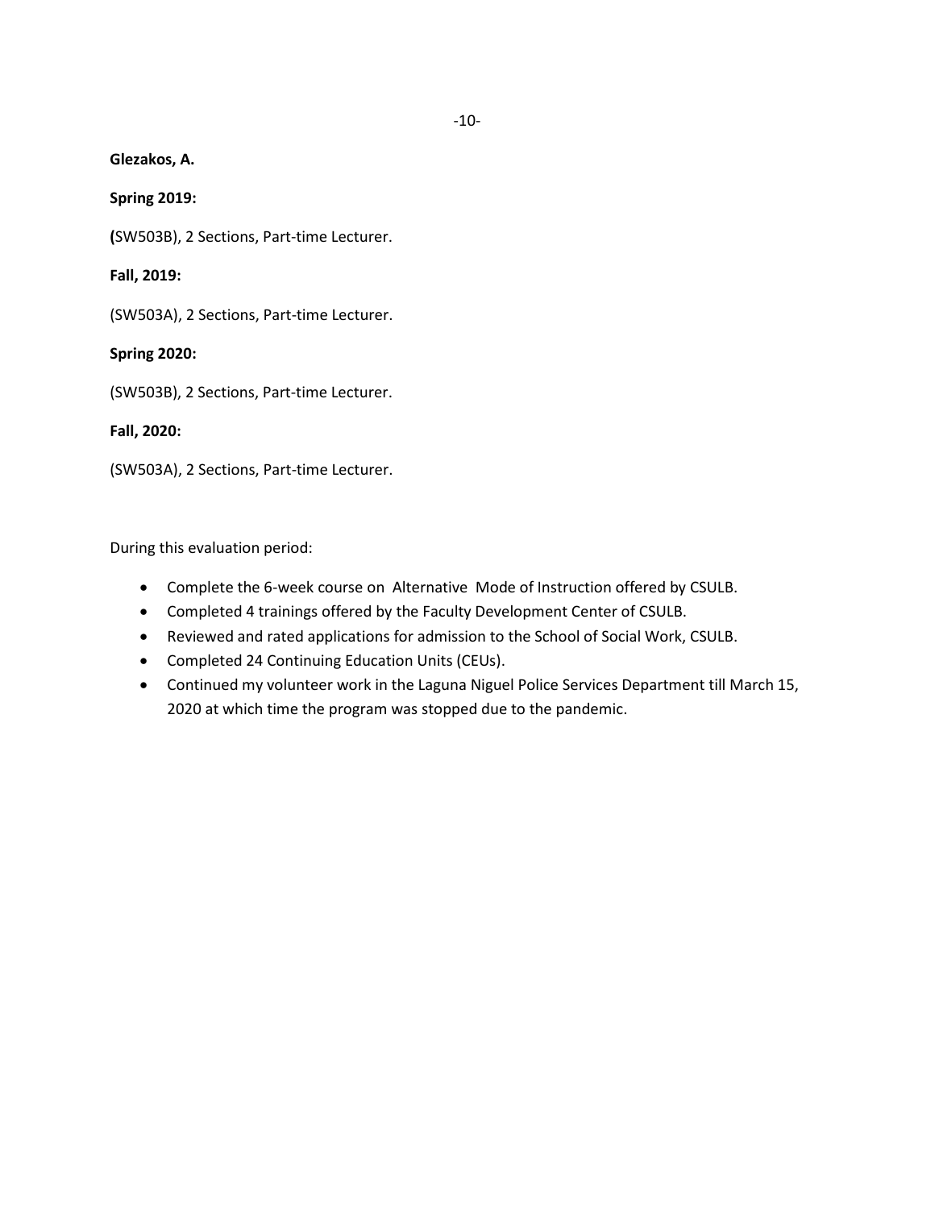**Glezakos, A.**

**Spring 2019:**

**(**SW503B), 2 Sections, Part-time Lecturer.

**Fall, 2019:**

(SW503A), 2 Sections, Part-time Lecturer.

**Spring 2020:**

(SW503B), 2 Sections, Part-time Lecturer.

**Fall, 2020:**

(SW503A), 2 Sections, Part-time Lecturer.

During this evaluation period:

- Complete the 6-week course on Alternative Mode of Instruction offered by CSULB.
- Completed 4 trainings offered by the Faculty Development Center of CSULB.
- Reviewed and rated applications for admission to the School of Social Work, CSULB.
- Completed 24 Continuing Education Units (CEUs).
- Continued my volunteer work in the Laguna Niguel Police Services Department till March 15, 2020 at which time the program was stopped due to the pandemic.